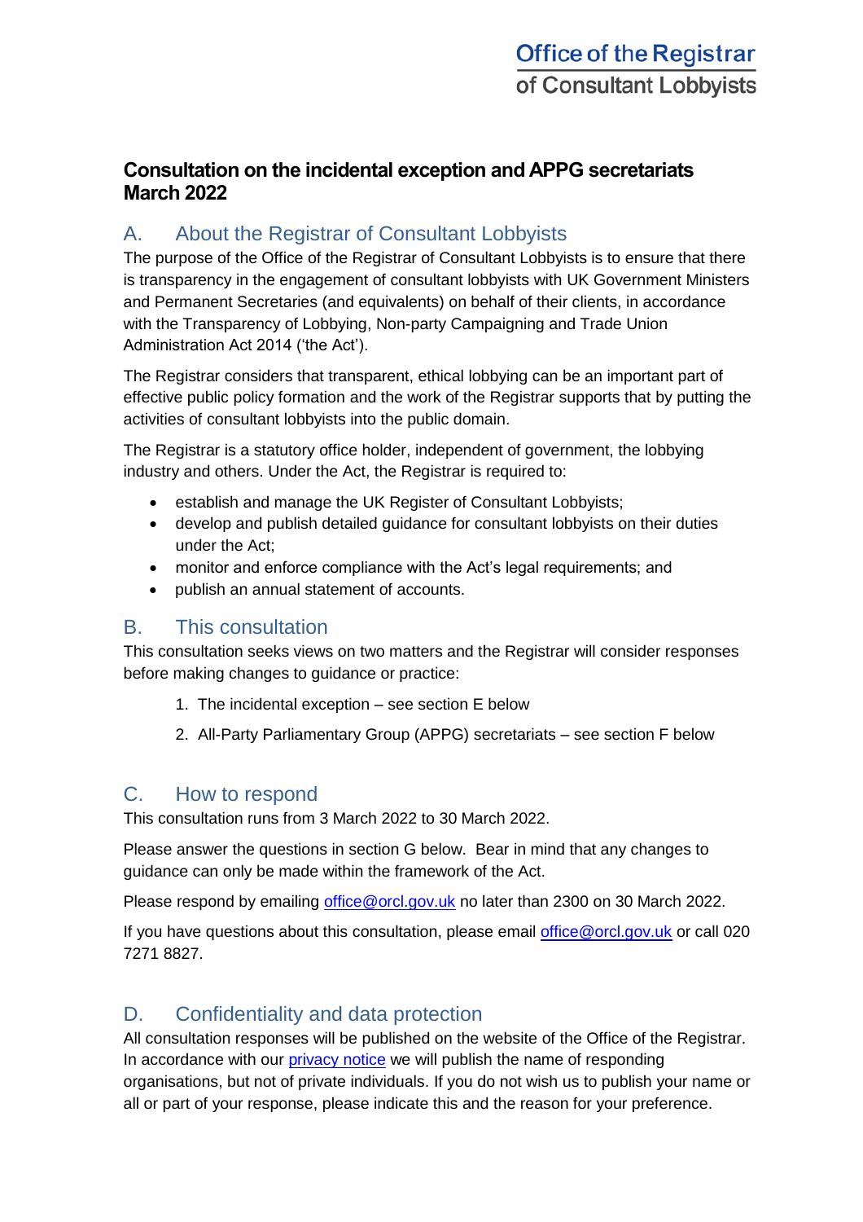Office of the Registrar of Consultant Lobbyists

# Consultation on the incidental exception and APPG secretariats March 2022

## A. About the Registrar of Consultant Lobbyists

The purpose of the Office of the Registrar of Consultant Lobbyists is to ensure that there is transparency in the engagement of consultant lobbyists with UK Government Ministers and Permanent Secretaries (and equivalents) on behalf of their clients, in accordance with the Transparency of Lobbying, Non-party Campaigning and Trade Union Administration Act 2014 ('the Act').

The Registrar considers that transparent, ethical lobbying can be an important part of effective public policy formation and the work of the Registrar supports that by putting the activities of consultant lobbyists into the public domain.

The Registrar is a statutory office holder, independent of government, the lobbying industry and others. Under the Act, the Registrar is required to:

- establish and manage the UK Register of Consultant Lobbyists;
- develop and publish detailed guidance for consultant lobbyists on their duties under the Act;
- monitor and enforce compliance with the Act's legal requirements; and
- publish an annual statement of accounts.

## B. This consultation

This consultation seeks views on two matters and the Registrar will consider responses before making changes to guidance or practice:

1. The incidental exception – see section E below
2. All-Party Parliamentary Group (APPG) secretariats – see section F below

## C. How to respond

This consultation runs from 3 March 2022 to 30 March 2022.

Please answer the questions in section G below. Bear in mind that any changes to guidance can only be made within the framework of the Act.

Please respond by emailing office@orcl.gov.uk no later than 2300 on 30 March 2022.

If you have questions about this consultation, please email office@orcl.gov.uk or call 020 7271 8827.

## D. Confidentiality and data protection

All consultation responses will be published on the website of the Office of the Registrar. In accordance with our privacy notice we will publish the name of responding organisations, but not of private individuals. If you do not wish us to publish your name or all or part of your response, please indicate this and the reason for your preference.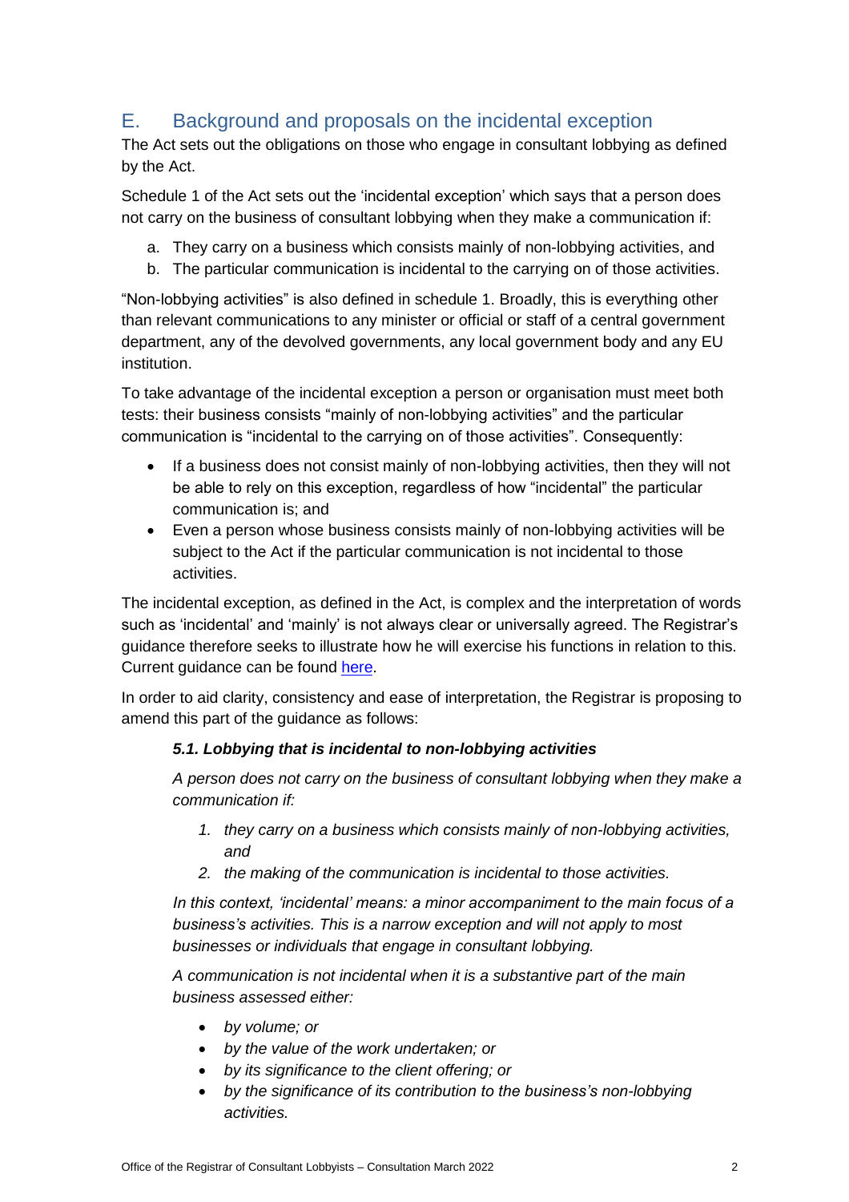## E. Background and proposals on the incidental exception

The Act sets out the obligations on those who engage in consultant lobbying as defined by the Act.

Schedule 1 of the Act sets out the 'incidental exception' which says that a person does not carry on the business of consultant lobbying when they make a communication if:

a. They carry on a business which consists mainly of non-lobbying activities, and
b. The particular communication is incidental to the carrying on of those activities.

"Non-lobbying activities" is also defined in schedule 1. Broadly, this is everything other than relevant communications to any minister or official or staff of a central government department, any of the devolved governments, any local government body and any EU institution.

To take advantage of the incidental exception a person or organisation must meet both tests: their business consists "mainly of non-lobbying activities" and the particular communication is "incidental to the carrying on of those activities". Consequently:

- If a business does not consist mainly of non-lobbying activities, then they will not be able to rely on this exception, regardless of how "incidental" the particular communication is; and
- Even a person whose business consists mainly of non-lobbying activities will be subject to the Act if the particular communication is not incidental to those activities.

The incidental exception, as defined in the Act, is complex and the interpretation of words such as 'incidental' and 'mainly' is not always clear or universally agreed. The Registrar's guidance therefore seeks to illustrate how he will exercise his functions in relation to this. Current guidance can be found [here](here).

In order to aid clarity, consistency and ease of interpretation, the Registrar is proposing to amend this part of the guidance as follows:

> ***5.1. Lobbying that is incidental to non-lobbying activities***
>
> *A person does not carry on the business of consultant lobbying when they make a communication if:*
>
> 1. *they carry on a business which consists mainly of non-lobbying activities, and*
> 2. *the making of the communication is incidental to those activities.*
>
> *In this context, 'incidental' means: a minor accompaniment to the main focus of a business's activities. This is a narrow exception and will not apply to most businesses or individuals that engage in consultant lobbying.*
>
> *A communication is not incidental when it is a substantive part of the main business assessed either:*
>
> - *by volume; or*
> - *by the value of the work undertaken; or*
> - *by its significance to the client offering; or*
> - *by the significance of its contribution to the business's non-lobbying activities.*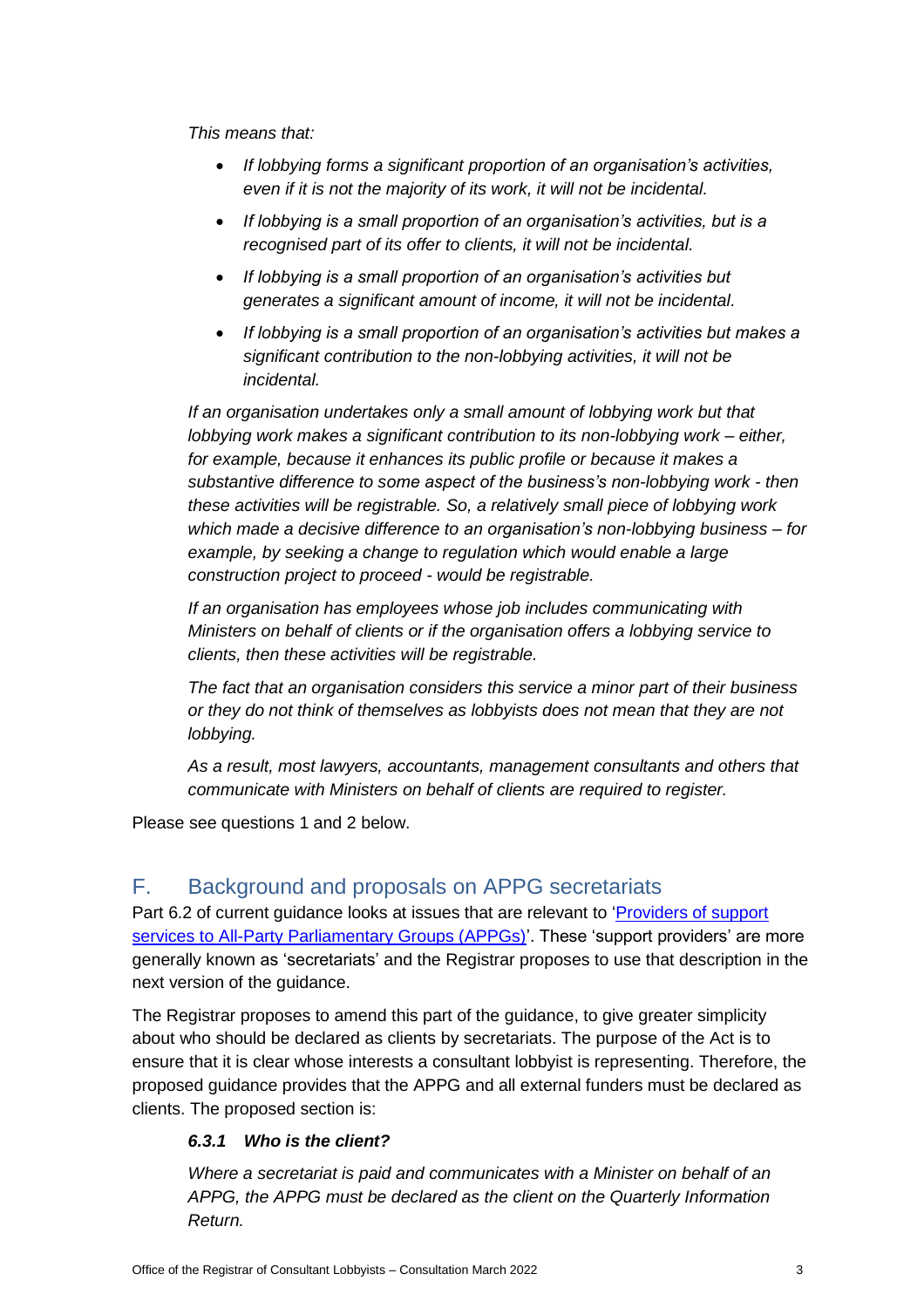*This means that:*

- *If lobbying forms a significant proportion of an organisation's activities, even if it is not the majority of its work, it will not be incidental.*
- *If lobbying is a small proportion of an organisation's activities, but is a recognised part of its offer to clients, it will not be incidental.*
- *If lobbying is a small proportion of an organisation's activities but generates a significant amount of income, it will not be incidental.*
- *If lobbying is a small proportion of an organisation's activities but makes a significant contribution to the non-lobbying activities, it will not be incidental.*

*If an organisation undertakes only a small amount of lobbying work but that lobbying work makes a significant contribution to its non-lobbying work – either, for example, because it enhances its public profile or because it makes a substantive difference to some aspect of the business's non-lobbying work - then these activities will be registrable. So, a relatively small piece of lobbying work which made a decisive difference to an organisation's non-lobbying business – for example, by seeking a change to regulation which would enable a large construction project to proceed - would be registrable.*

*If an organisation has employees whose job includes communicating with Ministers on behalf of clients or if the organisation offers a lobbying service to clients, then these activities will be registrable.*

*The fact that an organisation considers this service a minor part of their business or they do not think of themselves as lobbyists does not mean that they are not lobbying.*

*As a result, most lawyers, accountants, management consultants and others that communicate with Ministers on behalf of clients are required to register.*

Please see questions 1 and 2 below.

## F. Background and proposals on APPG secretariats

Part 6.2 of current guidance looks at issues that are relevant to '[Providers of support services to All-Party Parliamentary Groups (APPGs)]'. These 'support providers' are more generally known as 'secretariats' and the Registrar proposes to use that description in the next version of the guidance.

The Registrar proposes to amend this part of the guidance, to give greater simplicity about who should be declared as clients by secretariats. The purpose of the Act is to ensure that it is clear whose interests a consultant lobbyist is representing. Therefore, the proposed guidance provides that the APPG and all external funders must be declared as clients. The proposed section is:

***6.3.1 Who is the client?***

*Where a secretariat is paid and communicates with a Minister on behalf of an APPG, the APPG must be declared as the client on the Quarterly Information Return.*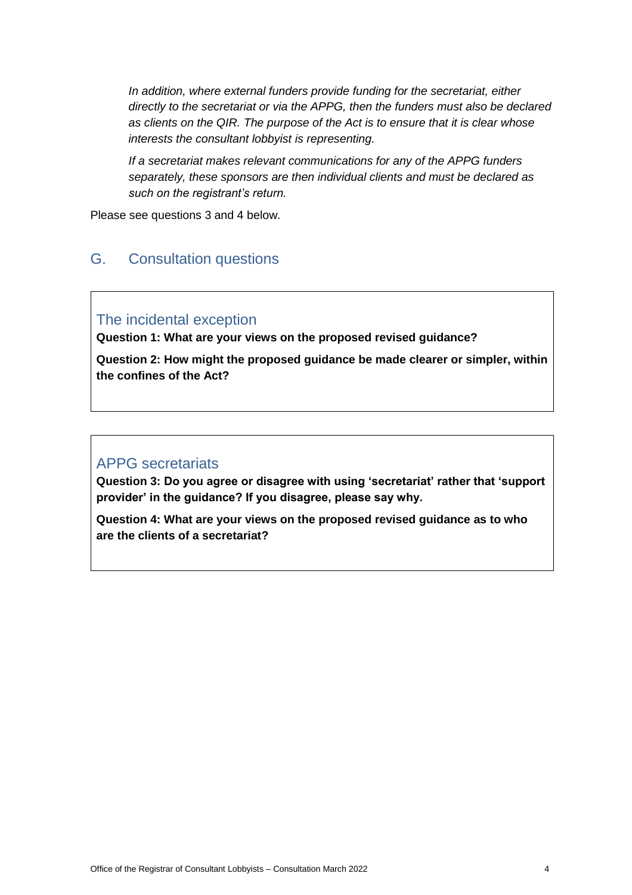*In addition, where external funders provide funding for the secretariat, either directly to the secretariat or via the APPG, then the funders must also be declared as clients on the QIR. The purpose of the Act is to ensure that it is clear whose interests the consultant lobbyist is representing.*

*If a secretariat makes relevant communications for any of the APPG funders separately, these sponsors are then individual clients and must be declared as such on the registrant's return.*

Please see questions 3 and 4 below.

## G. Consultation questions

### The incidental exception

**Question 1: What are your views on the proposed revised guidance?**

**Question 2: How might the proposed guidance be made clearer or simpler, within the confines of the Act?**

### APPG secretariats

**Question 3: Do you agree or disagree with using 'secretariat' rather that 'support provider' in the guidance? If you disagree, please say why.**

**Question 4: What are your views on the proposed revised guidance as to who are the clients of a secretariat?**